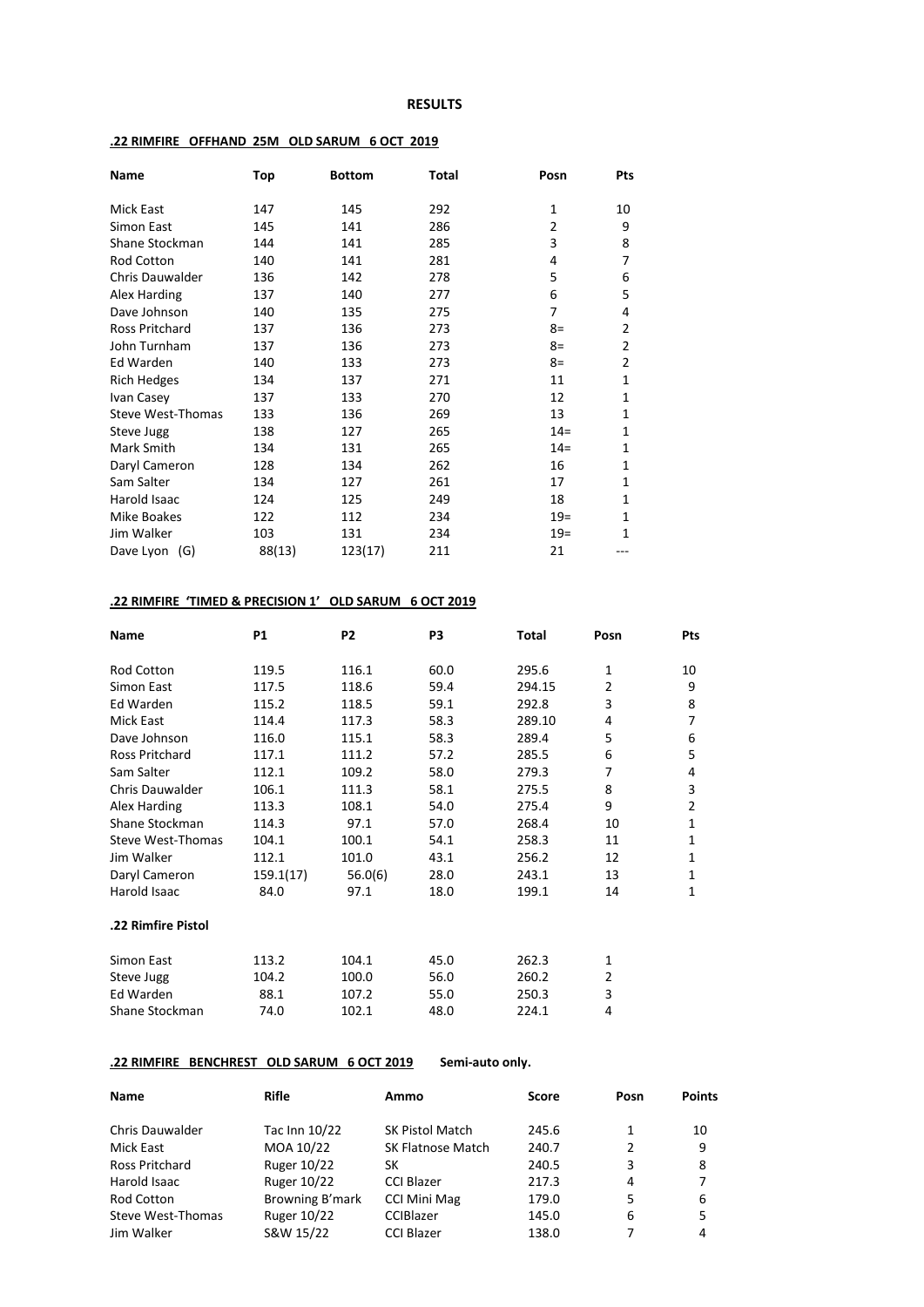**RESULTS**

**.22 RIMFIRE OFFHAND 25M OLD SARUM 6 OCT 2019**

| Name | Top | Bottom | Total | Posn | Pts |
|---|---|---|---|---|---|
| Mick East | 147 | 145 | 292 | 1 | 10 |
| Simon East | 145 | 141 | 286 | 2 | 9 |
| Shane Stockman | 144 | 141 | 285 | 3 | 8 |
| Rod Cotton | 140 | 141 | 281 | 4 | 7 |
| Chris Dauwalder | 136 | 142 | 278 | 5 | 6 |
| Alex Harding | 137 | 140 | 277 | 6 | 5 |
| Dave Johnson | 140 | 135 | 275 | 7 | 4 |
| Ross Pritchard | 137 | 136 | 273 | 8= | 2 |
| John Turnham | 137 | 136 | 273 | 8= | 2 |
| Ed Warden | 140 | 133 | 273 | 8= | 2 |
| Rich Hedges | 134 | 137 | 271 | 11 | 1 |
| Ivan Casey | 137 | 133 | 270 | 12 | 1 |
| Steve West-Thomas | 133 | 136 | 269 | 13 | 1 |
| Steve Jugg | 138 | 127 | 265 | 14= | 1 |
| Mark Smith | 134 | 131 | 265 | 14= | 1 |
| Daryl Cameron | 128 | 134 | 262 | 16 | 1 |
| Sam Salter | 134 | 127 | 261 | 17 | 1 |
| Harold Isaac | 124 | 125 | 249 | 18 | 1 |
| Mike Boakes | 122 | 112 | 234 | 19= | 1 |
| Jim Walker | 103 | 131 | 234 | 19= | 1 |
| Dave Lyon (G) | 88(13) | 123(17) | 211 | 21 | --- |

**.22 RIMFIRE 'TIMED & PRECISION 1' OLD SARUM 6 OCT 2019**

| Name | P1 | P2 | P3 | Total | Posn | Pts |
|---|---|---|---|---|---|---|
| Rod Cotton | 119.5 | 116.1 | 60.0 | 295.6 | 1 | 10 |
| Simon East | 117.5 | 118.6 | 59.4 | 294.15 | 2 | 9 |
| Ed Warden | 115.2 | 118.5 | 59.1 | 292.8 | 3 | 8 |
| Mick East | 114.4 | 117.3 | 58.3 | 289.10 | 4 | 7 |
| Dave Johnson | 116.0 | 115.1 | 58.3 | 289.4 | 5 | 6 |
| Ross Pritchard | 117.1 | 111.2 | 57.2 | 285.5 | 6 | 5 |
| Sam Salter | 112.1 | 109.2 | 58.0 | 279.3 | 7 | 4 |
| Chris Dauwalder | 106.1 | 111.3 | 58.1 | 275.5 | 8 | 3 |
| Alex Harding | 113.3 | 108.1 | 54.0 | 275.4 | 9 | 2 |
| Shane Stockman | 114.3 | 97.1 | 57.0 | 268.4 | 10 | 1 |
| Steve West-Thomas | 104.1 | 100.1 | 54.1 | 258.3 | 11 | 1 |
| Jim Walker | 112.1 | 101.0 | 43.1 | 256.2 | 12 | 1 |
| Daryl Cameron | 159.1(17) | 56.0(6) | 28.0 | 243.1 | 13 | 1 |
| Harold Isaac | 84.0 | 97.1 | 18.0 | 199.1 | 14 | 1 |

**.22 Rimfire Pistol**

| Name | P1 | P2 | P3 | Total | Posn |
|---|---|---|---|---|---|
| Simon East | 113.2 | 104.1 | 45.0 | 262.3 | 1 |
| Steve Jugg | 104.2 | 100.0 | 56.0 | 260.2 | 2 |
| Ed Warden | 88.1 | 107.2 | 55.0 | 250.3 | 3 |
| Shane Stockman | 74.0 | 102.1 | 48.0 | 224.1 | 4 |

**.22 RIMFIRE BENCHREST OLD SARUM 6 OCT 2019** **Semi-auto only.**

| Name | Rifle | Ammo | Score | Posn | Points |
|---|---|---|---|---|---|
| Chris Dauwalder | Tac Inn 10/22 | SK Pistol Match | 245.6 | 1 | 10 |
| Mick East | MOA 10/22 | SK Flatnose Match | 240.7 | 2 | 9 |
| Ross Pritchard | Ruger 10/22 | SK | 240.5 | 3 | 8 |
| Harold Isaac | Ruger 10/22 | CCI Blazer | 217.3 | 4 | 7 |
| Rod Cotton | Browning B'mark | CCI Mini Mag | 179.0 | 5 | 6 |
| Steve West-Thomas | Ruger 10/22 | CCIBlazer | 145.0 | 6 | 5 |
| Jim Walker | S&W 15/22 | CCI Blazer | 138.0 | 7 | 4 |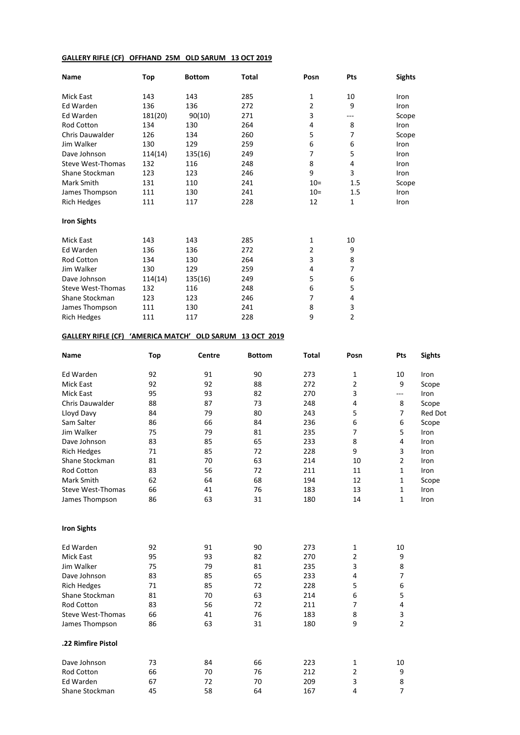**GALLERY RIFLE (CF) OFFHAND 25M OLD SARUM 13 OCT 2019**

| Name | Top | Bottom | Total | Posn | Pts | Sights |
|---|---|---|---|---|---|---|
| Mick East | 143 | 143 | 285 | 1 | 10 | Iron |
| Ed Warden | 136 | 136 | 272 | 2 | 9 | Iron |
| Ed Warden | 181(20) | 90(10) | 271 | 3 | --- | Scope |
| Rod Cotton | 134 | 130 | 264 | 4 | 8 | Iron |
| Chris Dauwalder | 126 | 134 | 260 | 5 | 7 | Scope |
| Jim Walker | 130 | 129 | 259 | 6 | 6 | Iron |
| Dave Johnson | 114(14) | 135(16) | 249 | 7 | 5 | Iron |
| Steve West-Thomas | 132 | 116 | 248 | 8 | 4 | Iron |
| Shane Stockman | 123 | 123 | 246 | 9 | 3 | Iron |
| Mark Smith | 131 | 110 | 241 | 10= | 1.5 | Scope |
| James Thompson | 111 | 130 | 241 | 10= | 1.5 | Iron |
| Rich Hedges | 111 | 117 | 228 | 12 | 1 | Iron |

**Iron Sights**

| Name | Top | Bottom | Total | Posn | Pts |
|---|---|---|---|---|---|
| Mick East | 143 | 143 | 285 | 1 | 10 |
| Ed Warden | 136 | 136 | 272 | 2 | 9 |
| Rod Cotton | 134 | 130 | 264 | 3 | 8 |
| Jim Walker | 130 | 129 | 259 | 4 | 7 |
| Dave Johnson | 114(14) | 135(16) | 249 | 5 | 6 |
| Steve West-Thomas | 132 | 116 | 248 | 6 | 5 |
| Shane Stockman | 123 | 123 | 246 | 7 | 4 |
| James Thompson | 111 | 130 | 241 | 8 | 3 |
| Rich Hedges | 111 | 117 | 228 | 9 | 2 |

**GALLERY RIFLE (CF) 'AMERICA MATCH' OLD SARUM 13 OCT 2019**

| Name | Top | Centre | Bottom | Total | Posn | Pts | Sights |
|---|---|---|---|---|---|---|---|
| Ed Warden | 92 | 91 | 90 | 273 | 1 | 10 | Iron |
| Mick East | 92 | 92 | 88 | 272 | 2 | 9 | Scope |
| Mick East | 95 | 93 | 82 | 270 | 3 | --- | Iron |
| Chris Dauwalder | 88 | 87 | 73 | 248 | 4 | 8 | Scope |
| Lloyd Davy | 84 | 79 | 80 | 243 | 5 | 7 | Red Dot |
| Sam Salter | 86 | 66 | 84 | 236 | 6 | 6 | Scope |
| Jim Walker | 75 | 79 | 81 | 235 | 7 | 5 | Iron |
| Dave Johnson | 83 | 85 | 65 | 233 | 8 | 4 | Iron |
| Rich Hedges | 71 | 85 | 72 | 228 | 9 | 3 | Iron |
| Shane Stockman | 81 | 70 | 63 | 214 | 10 | 2 | Iron |
| Rod Cotton | 83 | 56 | 72 | 211 | 11 | 1 | Iron |
| Mark Smith | 62 | 64 | 68 | 194 | 12 | 1 | Scope |
| Steve West-Thomas | 66 | 41 | 76 | 183 | 13 | 1 | Iron |
| James Thompson | 86 | 63 | 31 | 180 | 14 | 1 | Iron |

**Iron Sights**

| Name | Top | Centre | Bottom | Total | Posn | Pts |
|---|---|---|---|---|---|---|
| Ed Warden | 92 | 91 | 90 | 273 | 1 | 10 |
| Mick East | 95 | 93 | 82 | 270 | 2 | 9 |
| Jim Walker | 75 | 79 | 81 | 235 | 3 | 8 |
| Dave Johnson | 83 | 85 | 65 | 233 | 4 | 7 |
| Rich Hedges | 71 | 85 | 72 | 228 | 5 | 6 |
| Shane Stockman | 81 | 70 | 63 | 214 | 6 | 5 |
| Rod Cotton | 83 | 56 | 72 | 211 | 7 | 4 |
| Steve West-Thomas | 66 | 41 | 76 | 183 | 8 | 3 |
| James Thompson | 86 | 63 | 31 | 180 | 9 | 2 |

**.22 Rimfire Pistol**

| Name | Top | Centre | Bottom | Total | Posn | Pts |
|---|---|---|---|---|---|---|
| Dave Johnson | 73 | 84 | 66 | 223 | 1 | 10 |
| Rod Cotton | 66 | 70 | 76 | 212 | 2 | 9 |
| Ed Warden | 67 | 72 | 70 | 209 | 3 | 8 |
| Shane Stockman | 45 | 58 | 64 | 167 | 4 | 7 |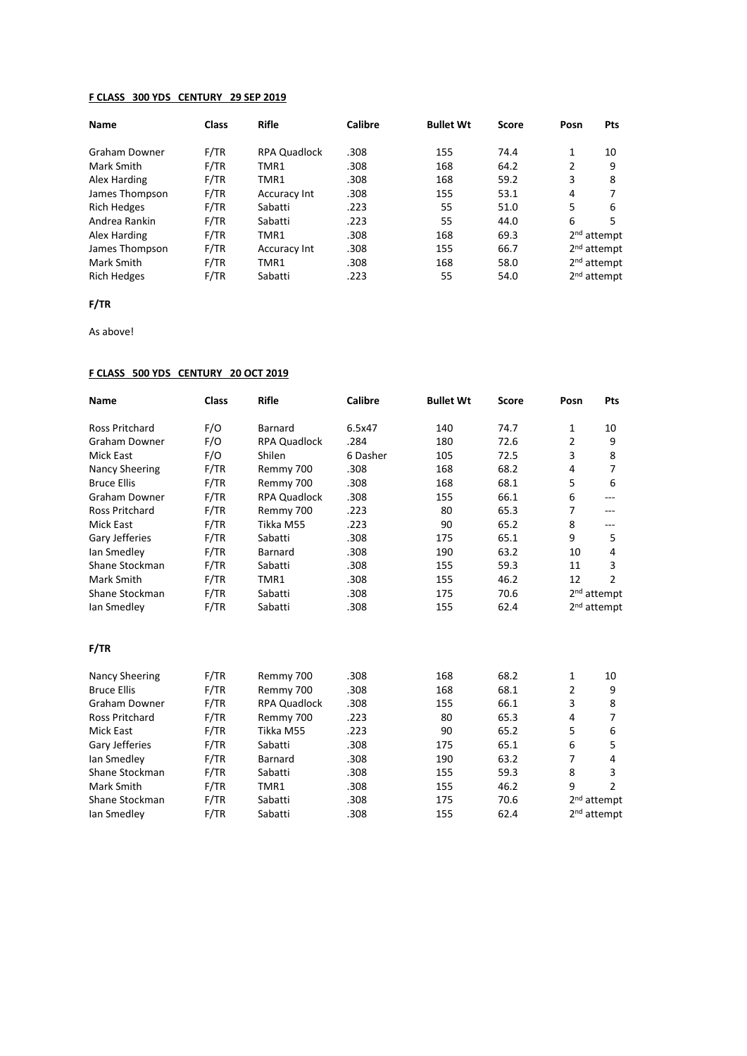**F CLASS 300 YDS CENTURY 29 SEP 2019**

| Name | Class | Rifle | Calibre | Bullet Wt | Score | Posn | Pts |
|---|---|---|---|---|---|---|---|
| Graham Downer | F/TR | RPA Quadlock | .308 | 155 | 74.4 | 1 | 10 |
| Mark Smith | F/TR | TMR1 | .308 | 168 | 64.2 | 2 | 9 |
| Alex Harding | F/TR | TMR1 | .308 | 168 | 59.2 | 3 | 8 |
| James Thompson | F/TR | Accuracy Int | .308 | 155 | 53.1 | 4 | 7 |
| Rich Hedges | F/TR | Sabatti | .223 | 55 | 51.0 | 5 | 6 |
| Andrea Rankin | F/TR | Sabatti | .223 | 55 | 44.0 | 6 | 5 |
| Alex Harding | F/TR | TMR1 | .308 | 168 | 69.3 | 2nd attempt | |
| James Thompson | F/TR | Accuracy Int | .308 | 155 | 66.7 | 2nd attempt | |
| Mark Smith | F/TR | TMR1 | .308 | 168 | 58.0 | 2nd attempt | |
| Rich Hedges | F/TR | Sabatti | .223 | 55 | 54.0 | 2nd attempt | |

**F/TR**

As above!

**F CLASS 500 YDS CENTURY 20 OCT 2019**

| Name | Class | Rifle | Calibre | Bullet Wt | Score | Posn | Pts |
|---|---|---|---|---|---|---|---|
| Ross Pritchard | F/O | Barnard | 6.5x47 | 140 | 74.7 | 1 | 10 |
| Graham Downer | F/O | RPA Quadlock | .284 | 180 | 72.6 | 2 | 9 |
| Mick East | F/O | Shilen | 6 Dasher | 105 | 72.5 | 3 | 8 |
| Nancy Sheering | F/TR | Remmy 700 | .308 | 168 | 68.2 | 4 | 7 |
| Bruce Ellis | F/TR | Remmy 700 | .308 | 168 | 68.1 | 5 | 6 |
| Graham Downer | F/TR | RPA Quadlock | .308 | 155 | 66.1 | 6 | --- |
| Ross Pritchard | F/TR | Remmy 700 | .223 | 80 | 65.3 | 7 | --- |
| Mick East | F/TR | Tikka M55 | .223 | 90 | 65.2 | 8 | --- |
| Gary Jefferies | F/TR | Sabatti | .308 | 175 | 65.1 | 9 | 5 |
| Ian Smedley | F/TR | Barnard | .308 | 190 | 63.2 | 10 | 4 |
| Shane Stockman | F/TR | Sabatti | .308 | 155 | 59.3 | 11 | 3 |
| Mark Smith | F/TR | TMR1 | .308 | 155 | 46.2 | 12 | 2 |
| Shane Stockman | F/TR | Sabatti | .308 | 175 | 70.6 | 2nd attempt | |
| Ian Smedley | F/TR | Sabatti | .308 | 155 | 62.4 | 2nd attempt | |

**F/TR**

| Name | Class | Rifle | Calibre | Bullet Wt | Score | Posn | Pts |
|---|---|---|---|---|---|---|---|
| Nancy Sheering | F/TR | Remmy 700 | .308 | 168 | 68.2 | 1 | 10 |
| Bruce Ellis | F/TR | Remmy 700 | .308 | 168 | 68.1 | 2 | 9 |
| Graham Downer | F/TR | RPA Quadlock | .308 | 155 | 66.1 | 3 | 8 |
| Ross Pritchard | F/TR | Remmy 700 | .223 | 80 | 65.3 | 4 | 7 |
| Mick East | F/TR | Tikka M55 | .223 | 90 | 65.2 | 5 | 6 |
| Gary Jefferies | F/TR | Sabatti | .308 | 175 | 65.1 | 6 | 5 |
| Ian Smedley | F/TR | Barnard | .308 | 190 | 63.2 | 7 | 4 |
| Shane Stockman | F/TR | Sabatti | .308 | 155 | 59.3 | 8 | 3 |
| Mark Smith | F/TR | TMR1 | .308 | 155 | 46.2 | 9 | 2 |
| Shane Stockman | F/TR | Sabatti | .308 | 175 | 70.6 | 2nd attempt | |
| Ian Smedley | F/TR | Sabatti | .308 | 155 | 62.4 | 2nd attempt | |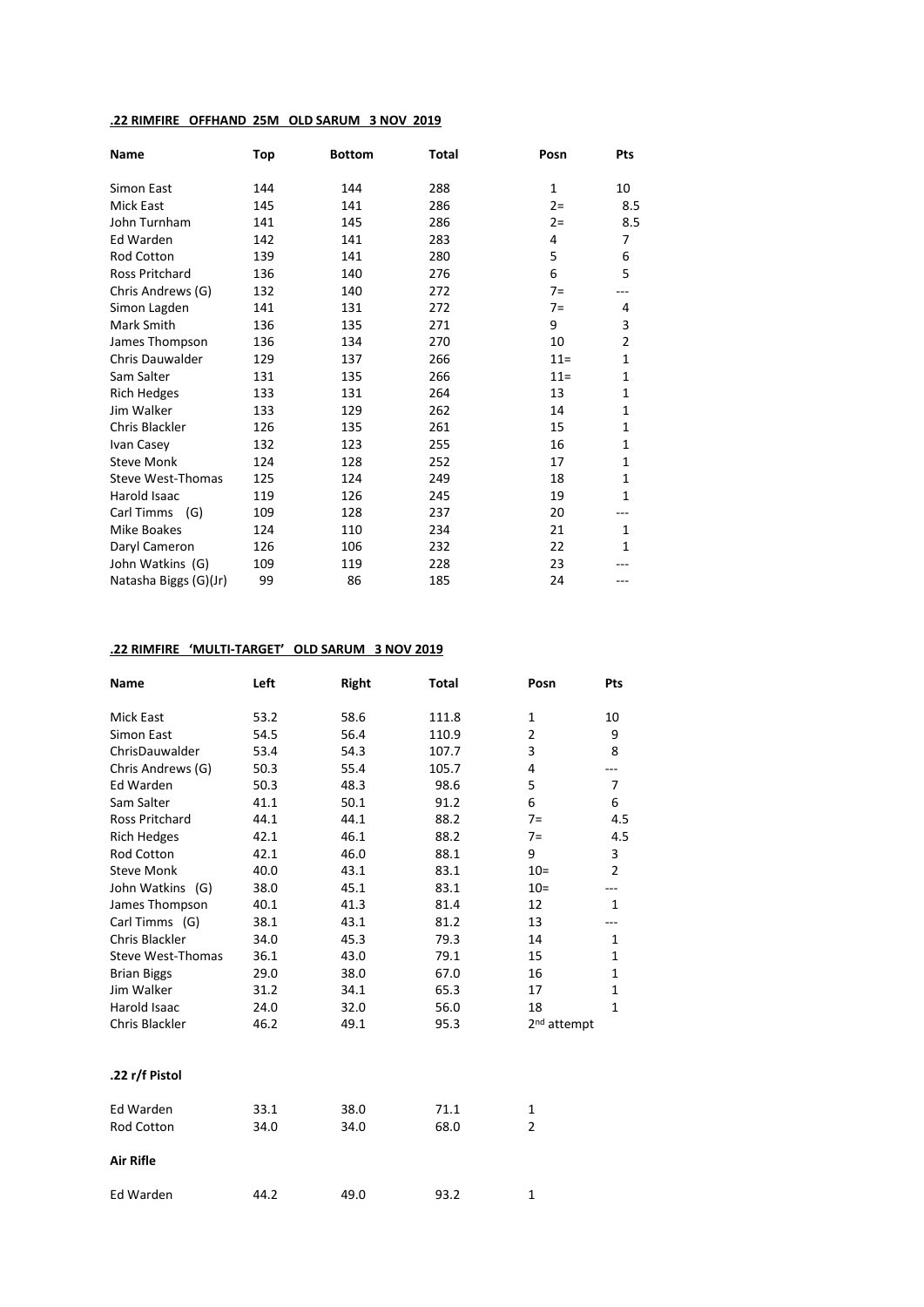**.22 RIMFIRE OFFHAND 25M OLD SARUM 3 NOV 2019**

| Name | Top | Bottom | Total | Posn | Pts |
|---|---|---|---|---|---|
| Simon East | 144 | 144 | 288 | 1 | 10 |
| Mick East | 145 | 141 | 286 | 2= | 8.5 |
| John Turnham | 141 | 145 | 286 | 2= | 8.5 |
| Ed Warden | 142 | 141 | 283 | 4 | 7 |
| Rod Cotton | 139 | 141 | 280 | 5 | 6 |
| Ross Pritchard | 136 | 140 | 276 | 6 | 5 |
| Chris Andrews (G) | 132 | 140 | 272 | 7= | --- |
| Simon Lagden | 141 | 131 | 272 | 7= | 4 |
| Mark Smith | 136 | 135 | 271 | 9 | 3 |
| James Thompson | 136 | 134 | 270 | 10 | 2 |
| Chris Dauwalder | 129 | 137 | 266 | 11= | 1 |
| Sam Salter | 131 | 135 | 266 | 11= | 1 |
| Rich Hedges | 133 | 131 | 264 | 13 | 1 |
| Jim Walker | 133 | 129 | 262 | 14 | 1 |
| Chris Blackler | 126 | 135 | 261 | 15 | 1 |
| Ivan Casey | 132 | 123 | 255 | 16 | 1 |
| Steve Monk | 124 | 128 | 252 | 17 | 1 |
| Steve West-Thomas | 125 | 124 | 249 | 18 | 1 |
| Harold Isaac | 119 | 126 | 245 | 19 | 1 |
| Carl Timms (G) | 109 | 128 | 237 | 20 | --- |
| Mike Boakes | 124 | 110 | 234 | 21 | 1 |
| Daryl Cameron | 126 | 106 | 232 | 22 | 1 |
| John Watkins (G) | 109 | 119 | 228 | 23 | --- |
| Natasha Biggs (G)(Jr) | 99 | 86 | 185 | 24 | --- |

**.22 RIMFIRE 'MULTI-TARGET' OLD SARUM 3 NOV 2019**

| Name | Left | Right | Total | Posn | Pts |
|---|---|---|---|---|---|
| Mick East | 53.2 | 58.6 | 111.8 | 1 | 10 |
| Simon East | 54.5 | 56.4 | 110.9 | 2 | 9 |
| ChrisDauwalder | 53.4 | 54.3 | 107.7 | 3 | 8 |
| Chris Andrews (G) | 50.3 | 55.4 | 105.7 | 4 | --- |
| Ed Warden | 50.3 | 48.3 | 98.6 | 5 | 7 |
| Sam Salter | 41.1 | 50.1 | 91.2 | 6 | 6 |
| Ross Pritchard | 44.1 | 44.1 | 88.2 | 7= | 4.5 |
| Rich Hedges | 42.1 | 46.1 | 88.2 | 7= | 4.5 |
| Rod Cotton | 42.1 | 46.0 | 88.1 | 9 | 3 |
| Steve Monk | 40.0 | 43.1 | 83.1 | 10= | 2 |
| John Watkins (G) | 38.0 | 45.1 | 83.1 | 10= | --- |
| James Thompson | 40.1 | 41.3 | 81.4 | 12 | 1 |
| Carl Timms (G) | 38.1 | 43.1 | 81.2 | 13 | --- |
| Chris Blackler | 34.0 | 45.3 | 79.3 | 14 | 1 |
| Steve West-Thomas | 36.1 | 43.0 | 79.1 | 15 | 1 |
| Brian Biggs | 29.0 | 38.0 | 67.0 | 16 | 1 |
| Jim Walker | 31.2 | 34.1 | 65.3 | 17 | 1 |
| Harold Isaac | 24.0 | 32.0 | 56.0 | 18 | 1 |
| Chris Blackler | 46.2 | 49.1 | 95.3 | 2nd attempt | |

**.22 r/f Pistol**

| Name | Left | Right | Total | Posn |
|---|---|---|---|---|
| Ed Warden | 33.1 | 38.0 | 71.1 | 1 |
| Rod Cotton | 34.0 | 34.0 | 68.0 | 2 |

**Air Rifle**

| Name | Left | Right | Total | Posn |
|---|---|---|---|---|
| Ed Warden | 44.2 | 49.0 | 93.2 | 1 |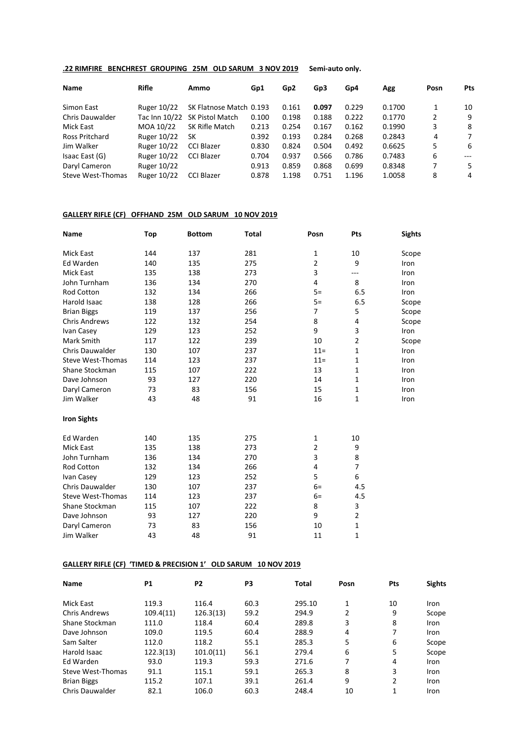**.22 RIMFIRE BENCHREST GROUPING 25M OLD SARUM 3 NOV 2019** **Semi-auto only.**

| Name | Rifle | Ammo | Gp1 | Gp2 | Gp3 | Gp4 | Agg | Posn | Pts |
|---|---|---|---|---|---|---|---|---|---|
| Simon East | Ruger 10/22 | SK Flatnose Match | 0.193 | 0.161 | **0.097** | 0.229 | 0.1700 | 1 | 10 |
| Chris Dauwalder | Tac Inn 10/22 | SK Pistol Match | 0.100 | 0.198 | 0.188 | 0.222 | 0.1770 | 2 | 9 |
| Mick East | MOA 10/22 | SK Rifle Match | 0.213 | 0.254 | 0.167 | 0.162 | 0.1990 | 3 | 8 |
| Ross Pritchard | Ruger 10/22 | SK | 0.392 | 0.193 | 0.284 | 0.268 | 0.2843 | 4 | 7 |
| Jim Walker | Ruger 10/22 | CCI Blazer | 0.830 | 0.824 | 0.504 | 0.492 | 0.6625 | 5 | 6 |
| Isaac East (G) | Ruger 10/22 | CCI Blazer | 0.704 | 0.937 | 0.566 | 0.786 | 0.7483 | 6 | --- |
| Daryl Cameron | Ruger 10/22 | | 0.913 | 0.859 | 0.868 | 0.699 | 0.8348 | 7 | 5 |
| Steve West-Thomas | Ruger 10/22 | CCI Blazer | 0.878 | 1.198 | 0.751 | 1.196 | 1.0058 | 8 | 4 |

**GALLERY RIFLE (CF) OFFHAND 25M OLD SARUM 10 NOV 2019**

| Name | Top | Bottom | Total | Posn | Pts | Sights |
|---|---|---|---|---|---|---|
| Mick East | 144 | 137 | 281 | 1 | 10 | Scope |
| Ed Warden | 140 | 135 | 275 | 2 | 9 | Iron |
| Mick East | 135 | 138 | 273 | 3 | --- | Iron |
| John Turnham | 136 | 134 | 270 | 4 | 8 | Iron |
| Rod Cotton | 132 | 134 | 266 | 5= | 6.5 | Iron |
| Harold Isaac | 138 | 128 | 266 | 5= | 6.5 | Scope |
| Brian Biggs | 119 | 137 | 256 | 7 | 5 | Scope |
| Chris Andrews | 122 | 132 | 254 | 8 | 4 | Scope |
| Ivan Casey | 129 | 123 | 252 | 9 | 3 | Iron |
| Mark Smith | 117 | 122 | 239 | 10 | 2 | Scope |
| Chris Dauwalder | 130 | 107 | 237 | 11= | 1 | Iron |
| Steve West-Thomas | 114 | 123 | 237 | 11= | 1 | Iron |
| Shane Stockman | 115 | 107 | 222 | 13 | 1 | Iron |
| Dave Johnson | 93 | 127 | 220 | 14 | 1 | Iron |
| Daryl Cameron | 73 | 83 | 156 | 15 | 1 | Iron |
| Jim Walker | 43 | 48 | 91 | 16 | 1 | Iron |

**Iron Sights**

| Name | Top | Bottom | Total | Posn | Pts |
|---|---|---|---|---|---|
| Ed Warden | 140 | 135 | 275 | 1 | 10 |
| Mick East | 135 | 138 | 273 | 2 | 9 |
| John Turnham | 136 | 134 | 270 | 3 | 8 |
| Rod Cotton | 132 | 134 | 266 | 4 | 7 |
| Ivan Casey | 129 | 123 | 252 | 5 | 6 |
| Chris Dauwalder | 130 | 107 | 237 | 6= | 4.5 |
| Steve West-Thomas | 114 | 123 | 237 | 6= | 4.5 |
| Shane Stockman | 115 | 107 | 222 | 8 | 3 |
| Dave Johnson | 93 | 127 | 220 | 9 | 2 |
| Daryl Cameron | 73 | 83 | 156 | 10 | 1 |
| Jim Walker | 43 | 48 | 91 | 11 | 1 |

**GALLERY RIFLE (CF) 'TIMED & PRECISION 1' OLD SARUM 10 NOV 2019**

| Name | P1 | P2 | P3 | Total | Posn | Pts | Sights |
|---|---|---|---|---|---|---|---|
| Mick East | 119.3 | 116.4 | 60.3 | 295.10 | 1 | 10 | Iron |
| Chris Andrews | 109.4(11) | 126.3(13) | 59.2 | 294.9 | 2 | 9 | Scope |
| Shane Stockman | 111.0 | 118.4 | 60.4 | 289.8 | 3 | 8 | Iron |
| Dave Johnson | 109.0 | 119.5 | 60.4 | 288.9 | 4 | 7 | Iron |
| Sam Salter | 112.0 | 118.2 | 55.1 | 285.3 | 5 | 6 | Scope |
| Harold Isaac | 122.3(13) | 101.0(11) | 56.1 | 279.4 | 6 | 5 | Scope |
| Ed Warden | 93.0 | 119.3 | 59.3 | 271.6 | 7 | 4 | Iron |
| Steve West-Thomas | 91.1 | 115.1 | 59.1 | 265.3 | 8 | 3 | Iron |
| Brian Biggs | 115.2 | 107.1 | 39.1 | 261.4 | 9 | 2 | Iron |
| Chris Dauwalder | 82.1 | 106.0 | 60.3 | 248.4 | 10 | 1 | Iron |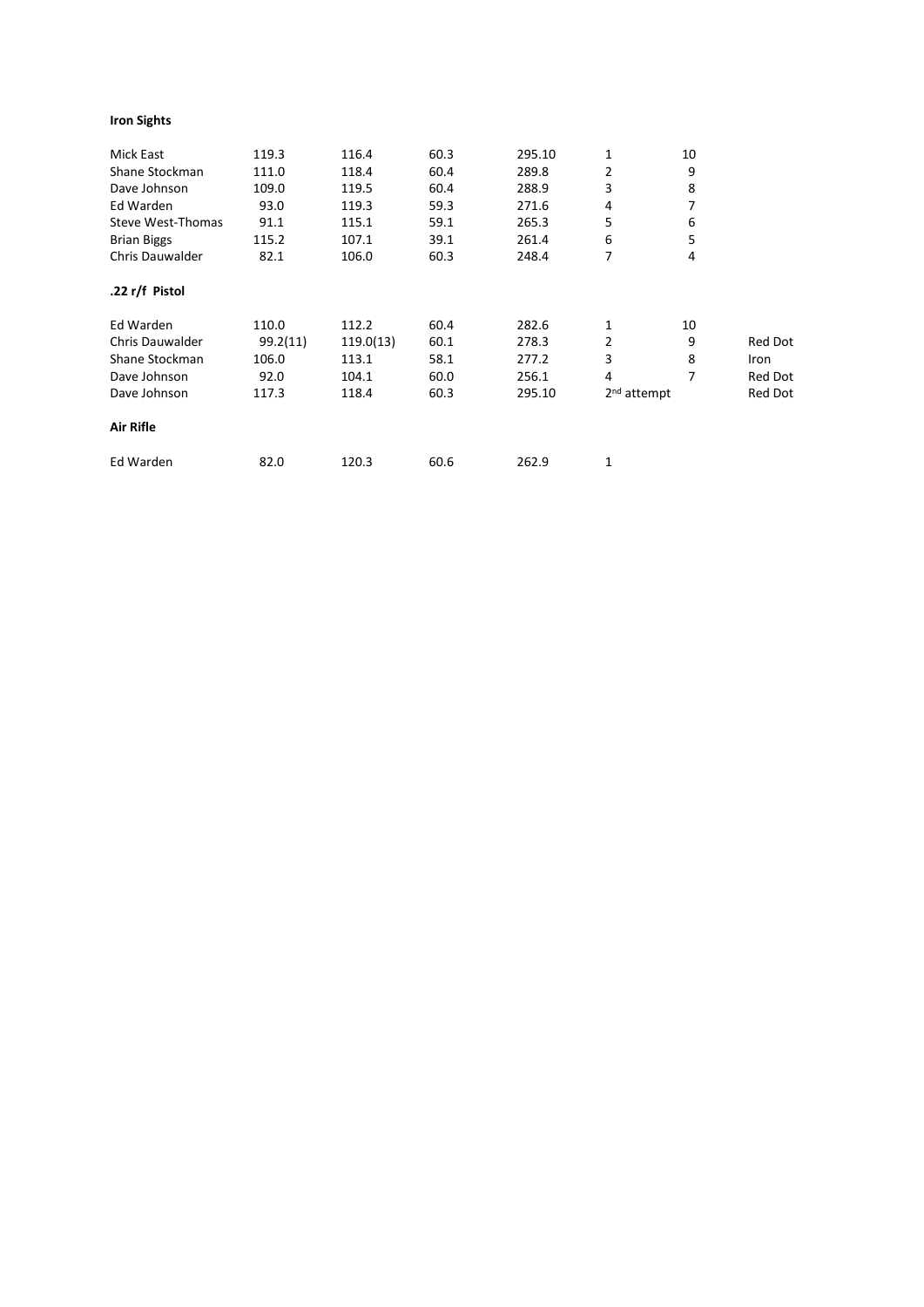**Iron Sights**

| | | | | | | | |
|---|---|---|---|---|---|---|---|
| Mick East | 119.3 | 116.4 | 60.3 | 295.10 | 1 | 10 | |
| Shane Stockman | 111.0 | 118.4 | 60.4 | 289.8 | 2 | 9 | |
| Dave Johnson | 109.0 | 119.5 | 60.4 | 288.9 | 3 | 8 | |
| Ed Warden | 93.0 | 119.3 | 59.3 | 271.6 | 4 | 7 | |
| Steve West-Thomas | 91.1 | 115.1 | 59.1 | 265.3 | 5 | 6 | |
| Brian Biggs | 115.2 | 107.1 | 39.1 | 261.4 | 6 | 5 | |
| Chris Dauwalder | 82.1 | 106.0 | 60.3 | 248.4 | 7 | 4 | |

**.22 r/f Pistol**

| | | | | | | | |
|---|---|---|---|---|---|---|---|
| Ed Warden | 110.0 | 112.2 | 60.4 | 282.6 | 1 | 10 | |
| Chris Dauwalder | 99.2(11) | 119.0(13) | 60.1 | 278.3 | 2 | 9 | Red Dot |
| Shane Stockman | 106.0 | 113.1 | 58.1 | 277.2 | 3 | 8 | Iron |
| Dave Johnson | 92.0 | 104.1 | 60.0 | 256.1 | 4 | 7 | Red Dot |
| Dave Johnson | 117.3 | 118.4 | 60.3 | 295.10 | 2nd attempt | | Red Dot |

**Air Rifle**

| | | | | | |
|---|---|---|---|---|---|
| Ed Warden | 82.0 | 120.3 | 60.6 | 262.9 | 1 |